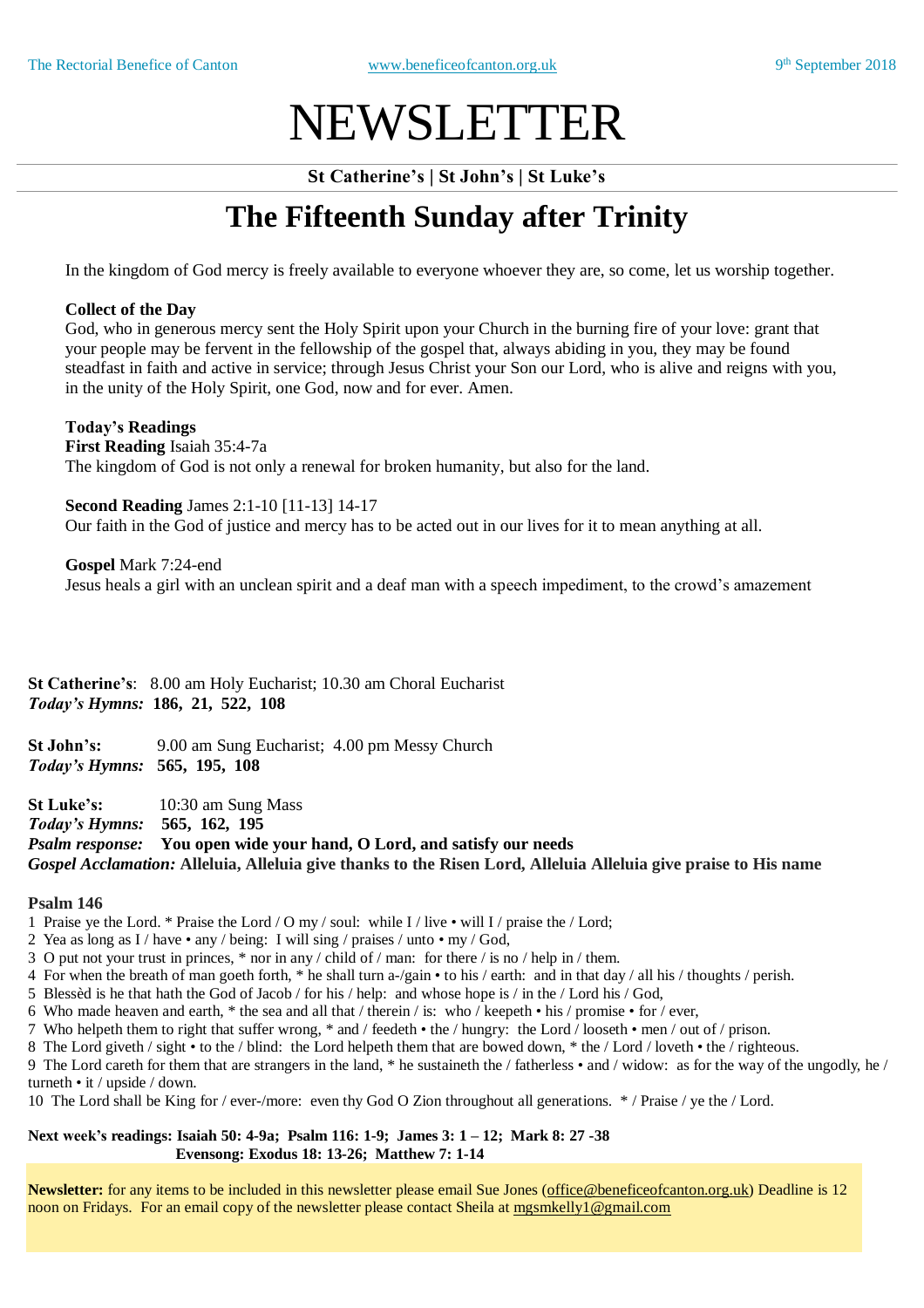The Rectorial Benefice of Canton www.beneficeofcanton.org.uk 9th September 2018

# NEWSLETTER

**St Catherine's | St John's | St Luke's**

## The Fifteenth Sunday after Trinity

In the kingdom of God mercy is freely available to everyone whoever they are, so come, let us worship together.

**Collect of the Day**
God, who in generous mercy sent the Holy Spirit upon your Church in the burning fire of your love: grant that your people may be fervent in the fellowship of the gospel that, always abiding in you, they may be found steadfast in faith and active in service; through Jesus Christ your Son our Lord, who is alive and reigns with you, in the unity of the Holy Spirit, one God, now and for ever. Amen.

**Today's Readings**
**First Reading** Isaiah 35:4-7a
The kingdom of God is not only a renewal for broken humanity, but also for the land.

**Second Reading** James 2:1-10 [11-13] 14-17
Our faith in the God of justice and mercy has to be acted out in our lives for it to mean anything at all.

**Gospel** Mark 7:24-end
Jesus heals a girl with an unclean spirit and a deaf man with a speech impediment, to the crowd's amazement

**St Catherine's**: 8.00 am Holy Eucharist; 10.30 am Choral Eucharist
***Today's Hymns:* 186, 21, 522, 108**

**St John's:** 9.00 am Sung Eucharist; 4.00 pm Messy Church
***Today's Hymns:* 565, 195, 108**

**St Luke's:** 10:30 am Sung Mass
***Today's Hymns:* 565, 162, 195**
***Psalm response:* You open wide your hand, O Lord, and satisfy our needs**
***Gospel Acclamation:* Alleluia, Alleluia give thanks to the Risen Lord, Alleluia Alleluia give praise to His name**

**Psalm 146**
1 Praise ye the Lord. * Praise the Lord / O my / soul: while I / live • will I / praise the / Lord;
2 Yea as long as I / have • any / being: I will sing / praises / unto • my / God,
3 O put not your trust in princes, * nor in any / child of / man: for there / is no / help in / them.
4 For when the breath of man goeth forth, * he shall turn a-/gain • to his / earth: and in that day / all his / thoughts / perish.
5 Blessèd is he that hath the God of Jacob / for his / help: and whose hope is / in the / Lord his / God,
6 Who made heaven and earth, * the sea and all that / therein / is: who / keepeth • his / promise • for / ever,
7 Who helpeth them to right that suffer wrong, * and / feedeth • the / hungry: the Lord / looseth • men / out of / prison.
8 The Lord giveth / sight • to the / blind: the Lord helpeth them that are bowed down, * the / Lord / loveth • the / righteous.
9 The Lord careth for them that are strangers in the land, * he sustaineth the / fatherless • and / widow: as for the way of the ungodly, he / turneth • it / upside / down.
10 The Lord shall be King for / ever-/more: even thy God O Zion throughout all generations. * / Praise / ye the / Lord.

**Next week's readings: Isaiah 50: 4-9a; Psalm 116: 1-9; James 3: 1 – 12; Mark 8: 27 -38**
**Evensong: Exodus 18: 13-26; Matthew 7: 1-14**

**Newsletter:** for any items to be included in this newsletter please email Sue Jones (office@beneficeofcanton.org.uk) Deadline is 12 noon on Fridays. For an email copy of the newsletter please contact Sheila at mgsmkelly1@gmail.com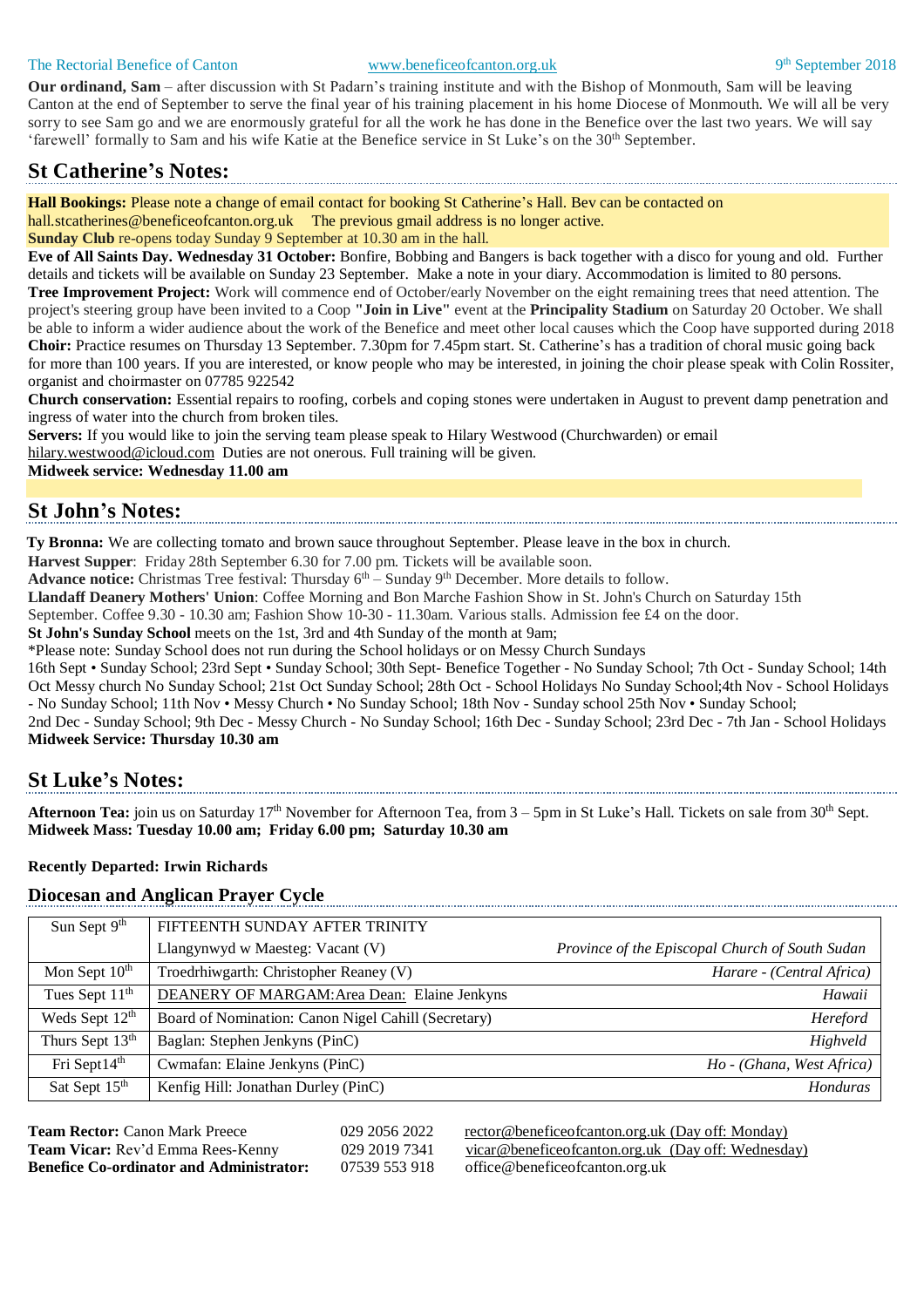**Our ordinand, Sam** – after discussion with St Padarn's training institute and with the Bishop of Monmouth, Sam will be leaving Canton at the end of September to serve the final year of his training placement in his home Diocese of Monmouth. We will all be very sorry to see Sam go and we are enormously grateful for all the work he has done in the Benefice over the last two years. We will say 'farewell' formally to Sam and his wife Katie at the Benefice service in St Luke's on the 30th September.

## St Catherine's Notes:

**Hall Bookings:** Please note a change of email contact for booking St Catherine's Hall. Bev can be contacted on hall.stcatherines@beneficeofcanton.org.uk The previous gmail address is no longer active.

**Sunday Club** re-opens today Sunday 9 September at 10.30 am in the hall.

**Eve of All Saints Day. Wednesday 31 October:** Bonfire, Bobbing and Bangers is back together with a disco for young and old. Further details and tickets will be available on Sunday 23 September. Make a note in your diary. Accommodation is limited to 80 persons.

**Tree Improvement Project:** Work will commence end of October/early November on the eight remaining trees that need attention. The project's steering group have been invited to a Coop **"Join in Live"** event at the **Principality Stadium** on Saturday 20 October. We shall be able to inform a wider audience about the work of the Benefice and meet other local causes which the Coop have supported during 2018

**Choir:** Practice resumes on Thursday 13 September. 7.30pm for 7.45pm start. St. Catherine's has a tradition of choral music going back for more than 100 years. If you are interested, or know people who may be interested, in joining the choir please speak with Colin Rossiter, organist and choirmaster on 07785 922542

**Church conservation:** Essential repairs to roofing, corbels and coping stones were undertaken in August to prevent damp penetration and ingress of water into the church from broken tiles.

**Servers:** If you would like to join the serving team please speak to Hilary Westwood (Churchwarden) or email hilary.westwood@icloud.com Duties are not onerous. Full training will be given.

**Midweek service: Wednesday 11.00 am**

## St John's Notes:

**Ty Bronna:** We are collecting tomato and brown sauce throughout September. Please leave in the box in church.

**Harvest Supper**: Friday 28th September 6.30 for 7.00 pm. Tickets will be available soon.

**Advance notice:** Christmas Tree festival: Thursday 6th – Sunday 9th December. More details to follow.

**Llandaff Deanery Mothers' Union**: Coffee Morning and Bon Marche Fashion Show in St. John's Church on Saturday 15th September. Coffee 9.30 - 10.30 am; Fashion Show 10-30 - 11.30am. Various stalls. Admission fee £4 on the door.

**St John's Sunday School** meets on the 1st, 3rd and 4th Sunday of the month at 9am;

*Please note: Sunday School does not run during the School holidays or on Messy Church Sundays

16th Sept • Sunday School; 23rd Sept • Sunday School; 30th Sept- Benefice Together - No Sunday School; 7th Oct - Sunday School; 14th Oct Messy church No Sunday School; 21st Oct Sunday School; 28th Oct - School Holidays No Sunday School;4th Nov - School Holidays - No Sunday School; 11th Nov • Messy Church • No Sunday School; 18th Nov - Sunday school 25th Nov • Sunday School;

2nd Dec - Sunday School; 9th Dec - Messy Church - No Sunday School; 16th Dec - Sunday School; 23rd Dec - 7th Jan - School Holidays

**Midweek Service: Thursday 10.30 am**

## St Luke's Notes:

**Afternoon Tea:** join us on Saturday 17th November for Afternoon Tea, from 3 – 5pm in St Luke's Hall. Tickets on sale from 30th Sept.

**Midweek Mass: Tuesday 10.00 am; Friday 6.00 pm; Saturday 10.30 am**

**Recently Departed: Irwin Richards**

### Diocesan and Anglican Prayer Cycle

| | | |
|---|---|---|
| Sun Sept 9th | FIFTEENTH SUNDAY AFTER TRINITY | |
| | Llangynwyd w Maesteg: Vacant (V) | *Province of the Episcopal Church of South Sudan* |
| Mon Sept 10th | Troedrhiwgarth: Christopher Reaney (V) | *Harare - (Central Africa)* |
| Tues Sept 11th | DEANERY OF MARGAM:Area Dean: Elaine Jenkyns | *Hawaii* |
| Weds Sept 12th | Board of Nomination: Canon Nigel Cahill (Secretary) | *Hereford* |
| Thurs Sept 13th | Baglan: Stephen Jenkyns (PinC) | *Highveld* |
| Fri Sept14th | Cwmafan: Elaine Jenkyns (PinC) | *Ho - (Ghana, West Africa)* |
| Sat Sept 15th | Kenfig Hill: Jonathan Durley (PinC) | *Honduras* |

| | | |
|---|---|---|
| **Team Rector:** Canon Mark Preece | 029 2056 2022 | rector@beneficeofcanton.org.uk (Day off: Monday) |
| **Team Vicar:** Rev'd Emma Rees-Kenny | 029 2019 7341 | vicar@beneficeofcanton.org.uk (Day off: Wednesday) |
| **Benefice Co-ordinator and Administrator:** | 07539 553 918 | office@beneficeofcanton.org.uk |